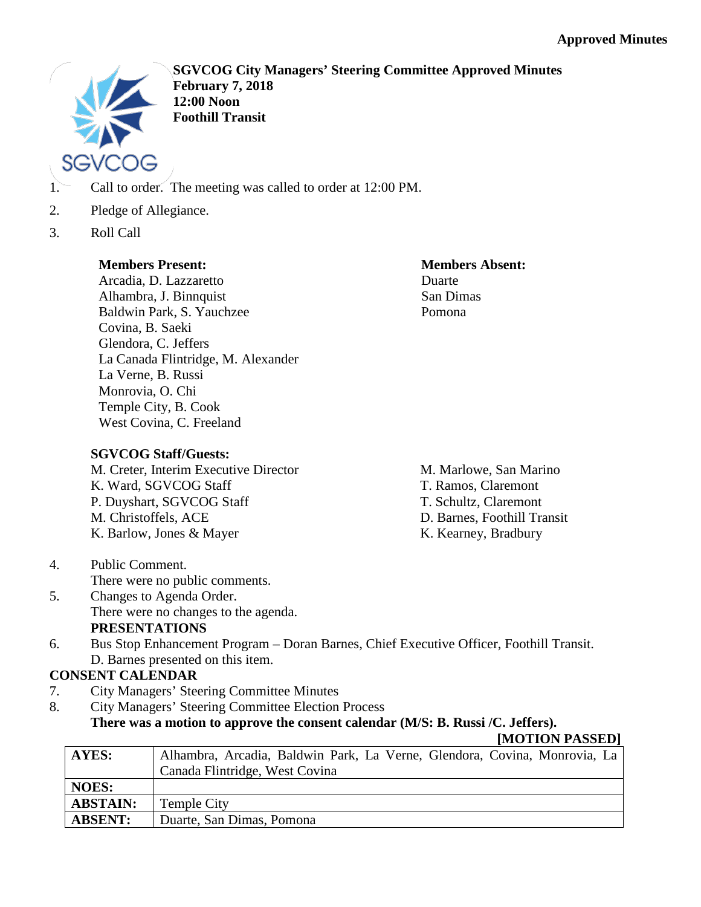**Approved Minutes**

**SGVCOG City Managers' Steering Committee Approved Minutes**
**February 7, 2018**
**12:00 Noon**
**Foothill Transit**

1. Call to order. The meeting was called to order at 12:00 PM.
2. Pledge of Allegiance.
3. Roll Call

**Members Present:**
Arcadia, D. Lazzaretto
Alhambra, J. Binnquist
Baldwin Park, S. Yauchzee
Covina, B. Saeki
Glendora, C. Jeffers
La Canada Flintridge, M. Alexander
La Verne, B. Russi
Monrovia, O. Chi
Temple City, B. Cook
West Covina, C. Freeland

**Members Absent:**
Duarte
San Dimas
Pomona

**SGVCOG Staff/Guests:**
M. Creter, Interim Executive Director
K. Ward, SGVCOG Staff
P. Duyshart, SGVCOG Staff
M. Christoffels, ACE
K. Barlow, Jones & Mayer
M. Marlowe, San Marino
T. Ramos, Claremont
T. Schultz, Claremont
D. Barnes, Foothill Transit
K. Kearney, Bradbury

4. Public Comment.
   There were no public comments.
5. Changes to Agenda Order.
   There were no changes to the agenda.

**PRESENTATIONS**

6. Bus Stop Enhancement Program – Doran Barnes, Chief Executive Officer, Foothill Transit.
   D. Barnes presented on this item.

**CONSENT CALENDAR**

7. City Managers' Steering Committee Minutes
8. City Managers' Steering Committee Election Process
   **There was a motion to approve the consent calendar (M/S: B. Russi /C. Jeffers).**

**[MOTION PASSED]**

| | |
|---|---|
| **AYES:** | Alhambra, Arcadia, Baldwin Park, La Verne, Glendora, Covina, Monrovia, La Canada Flintridge, West Covina |
| **NOES:** | |
| **ABSTAIN:** | Temple City |
| **ABSENT:** | Duarte, San Dimas, Pomona |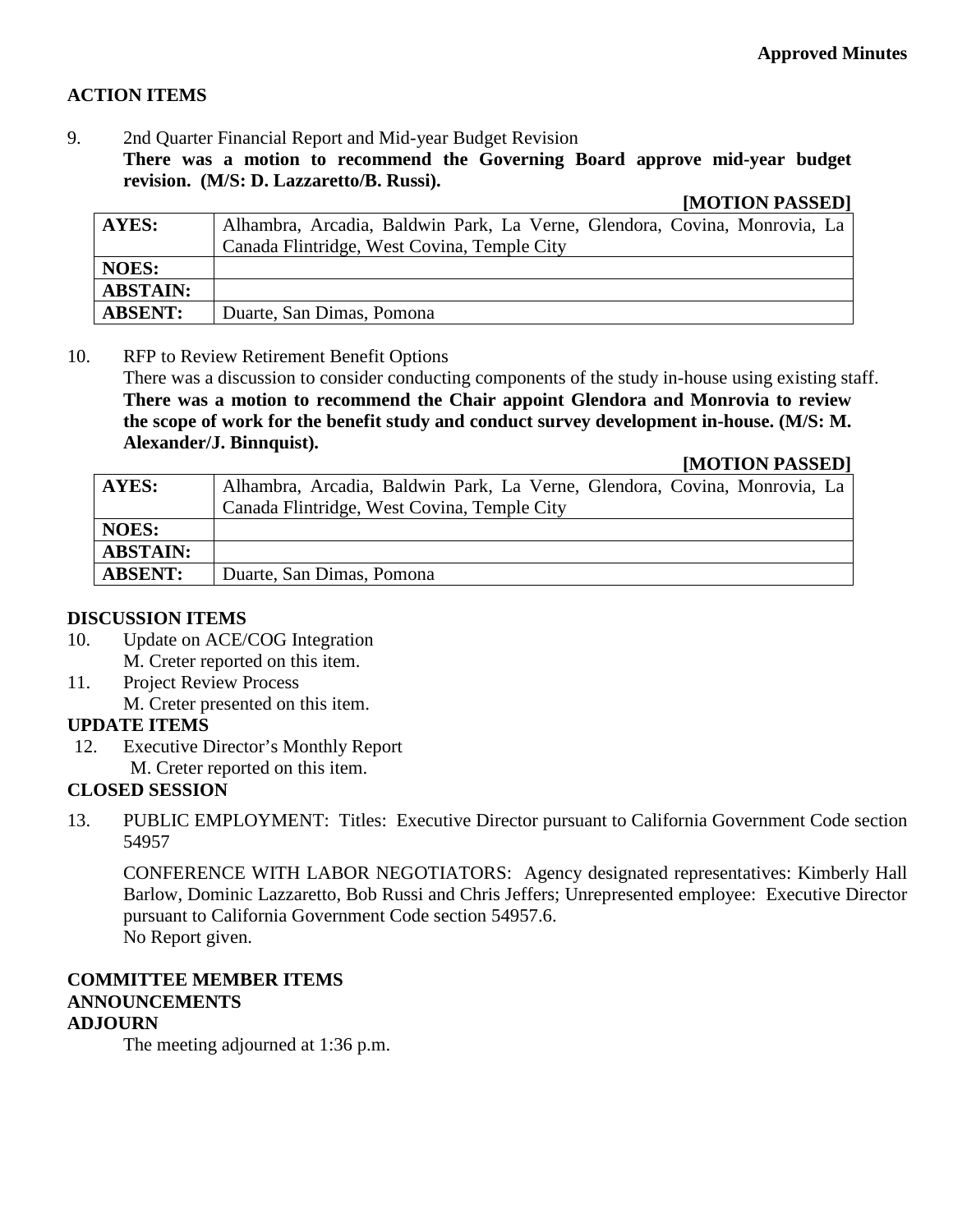**Approved Minutes**

## ACTION ITEMS

9. 2nd Quarter Financial Report and Mid-year Budget Revision
   **There was a motion to recommend the Governing Board approve mid-year budget revision. (M/S: D. Lazzaretto/B. Russi).**

   **[MOTION PASSED]**

| | |
|---|---|
| **AYES:** | Alhambra, Arcadia, Baldwin Park, La Verne, Glendora, Covina, Monrovia, La Canada Flintridge, West Covina, Temple City |
| **NOES:** | |
| **ABSTAIN:** | |
| **ABSENT:** | Duarte, San Dimas, Pomona |

10. RFP to Review Retirement Benefit Options
    There was a discussion to consider conducting components of the study in-house using existing staff.
    **There was a motion to recommend the Chair appoint Glendora and Monrovia to review the scope of work for the benefit study and conduct survey development in-house. (M/S: M. Alexander/J. Binnquist).**

    **[MOTION PASSED]**

| | |
|---|---|
| **AYES:** | Alhambra, Arcadia, Baldwin Park, La Verne, Glendora, Covina, Monrovia, La Canada Flintridge, West Covina, Temple City |
| **NOES:** | |
| **ABSTAIN:** | |
| **ABSENT:** | Duarte, San Dimas, Pomona |

## DISCUSSION ITEMS

10. Update on ACE/COG Integration
    M. Creter reported on this item.
11. Project Review Process
    M. Creter presented on this item.

## UPDATE ITEMS

12. Executive Director's Monthly Report
    M. Creter reported on this item.

## CLOSED SESSION

13. PUBLIC EMPLOYMENT: Titles: Executive Director pursuant to California Government Code section 54957

    CONFERENCE WITH LABOR NEGOTIATORS: Agency designated representatives: Kimberly Hall Barlow, Dominic Lazzaretto, Bob Russi and Chris Jeffers; Unrepresented employee: Executive Director pursuant to California Government Code section 54957.6.
    No Report given.

## COMMITTEE MEMBER ITEMS

## ANNOUNCEMENTS

## ADJOURN

The meeting adjourned at 1:36 p.m.